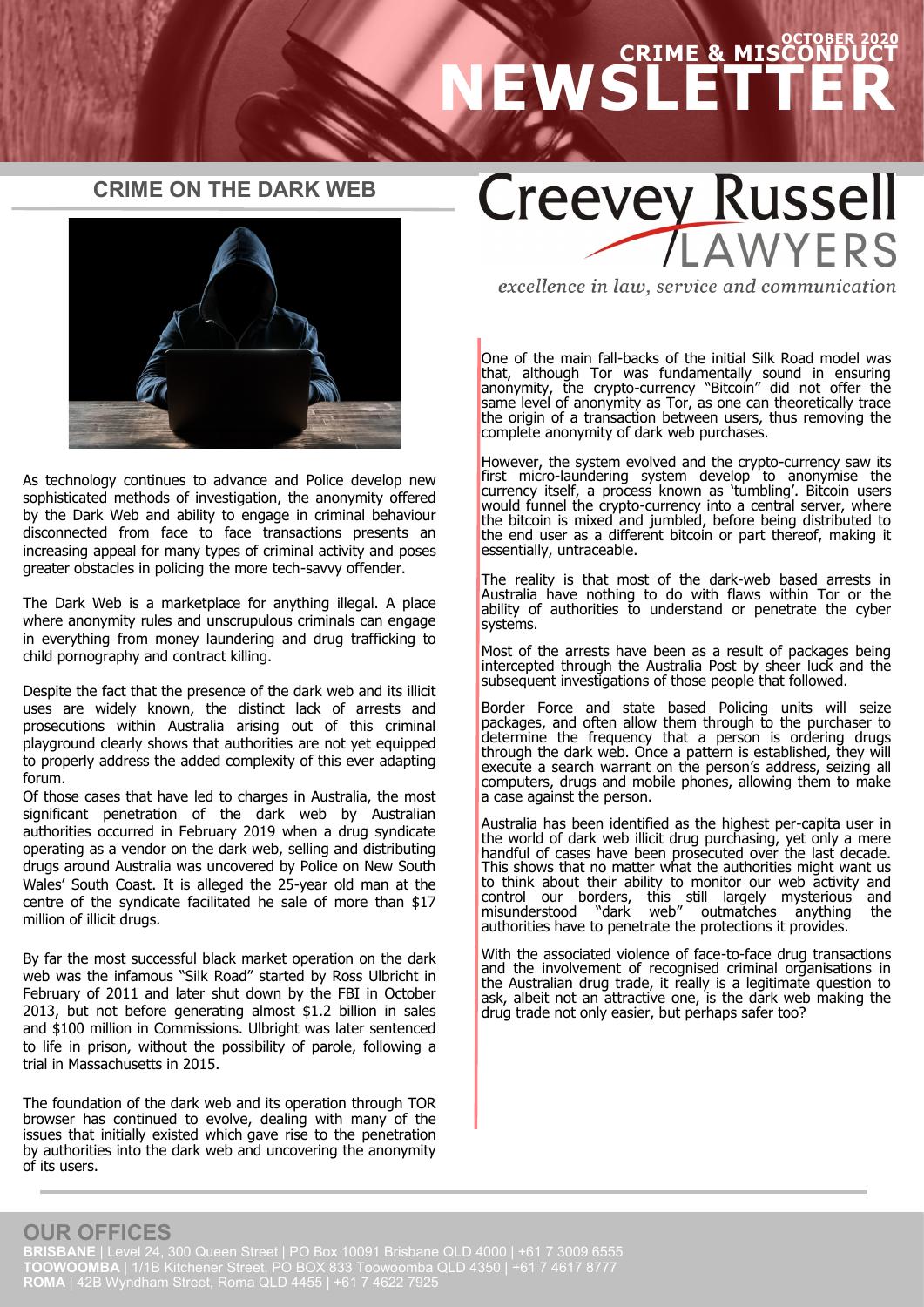# CRIME & MISCONDUCT NEWSLETTER

OCTOBER 2020

Creevey Russell LAWYERS

*excellence in law, service and communication*

## CRIME ON THE DARK WEB

As technology continues to advance and Police develop new sophisticated methods of investigation, the anonymity offered by the Dark Web and ability to engage in criminal behaviour disconnected from face to face transactions presents an increasing appeal for many types of criminal activity and poses greater obstacles in policing the more tech-savvy offender.

The Dark Web is a marketplace for anything illegal. A place where anonymity rules and unscrupulous criminals can engage in everything from money laundering and drug trafficking to child pornography and contract killing.

Despite the fact that the presence of the dark web and its illicit uses are widely known, the distinct lack of arrests and prosecutions within Australia arising out of this criminal playground clearly shows that authorities are not yet equipped to properly address the added complexity of this ever adapting forum.

Of those cases that have led to charges in Australia, the most significant penetration of the dark web by Australian authorities occurred in February 2019 when a drug syndicate operating as a vendor on the dark web, selling and distributing drugs around Australia was uncovered by Police on New South Wales' South Coast. It is alleged the 25-year old man at the centre of the syndicate facilitated he sale of more than $17 million of illicit drugs.

By far the most successful black market operation on the dark web was the infamous "Silk Road" started by Ross Ulbricht in February of 2011 and later shut down by the FBI in October 2013, but not before generating almost $1.2 billion in sales and $100 million in Commissions. Ulbright was later sentenced to life in prison, without the possibility of parole, following a trial in Massachusetts in 2015.

The foundation of the dark web and its operation through TOR browser has continued to evolve, dealing with many of the issues that initially existed which gave rise to the penetration by authorities into the dark web and uncovering the anonymity of its users.

One of the main fall-backs of the initial Silk Road model was that, although Tor was fundamentally sound in ensuring anonymity, the crypto-currency "Bitcoin" did not offer the same level of anonymity as Tor, as one can theoretically trace the origin of a transaction between users, thus removing the complete anonymity of dark web purchases.

However, the system evolved and the crypto-currency saw its first micro-laundering system develop to anonymise the currency itself, a process known as 'tumbling'. Bitcoin users would funnel the crypto-currency into a central server, where the bitcoin is mixed and jumbled, before being distributed to the end user as a different bitcoin or part thereof, making it essentially, untraceable.

The reality is that most of the dark-web based arrests in Australia have nothing to do with flaws within Tor or the ability of authorities to understand or penetrate the cyber systems.

Most of the arrests have been as a result of packages being intercepted through the Australia Post by sheer luck and the subsequent investigations of those people that followed.

Border Force and state based Policing units will seize packages, and often allow them through to the purchaser to determine the frequency that a person is ordering drugs through the dark web. Once a pattern is established, they will execute a search warrant on the person's address, seizing all computers, drugs and mobile phones, allowing them to make a case against the person.

Australia has been identified as the highest per-capita user in the world of dark web illicit drug purchasing, yet only a mere handful of cases have been prosecuted over the last decade. This shows that no matter what the authorities might want us to think about their ability to monitor our web activity and control our borders, this still largely mysterious and misunderstood "dark web" outmatches anything the authorities have to penetrate the protections it provides.

With the associated violence of face-to-face drug transactions and the involvement of recognised criminal organisations in the Australian drug trade, it really is a legitimate question to ask, albeit not an attractive one, is the dark web making the drug trade not only easier, but perhaps safer too?

## OUR OFFICES

**BRISBANE** | Level 24, 300 Queen Street | PO Box 10091 Brisbane QLD 4000 | +61 7 3009 6555
**TOOWOOMBA** | 1/1B Kitchener Street, PO BOX 833 Toowoomba QLD 4350 | +61 7 4617 8777
**ROMA** | 42B Wyndham Street, Roma QLD 4455 | +61 7 4622 7925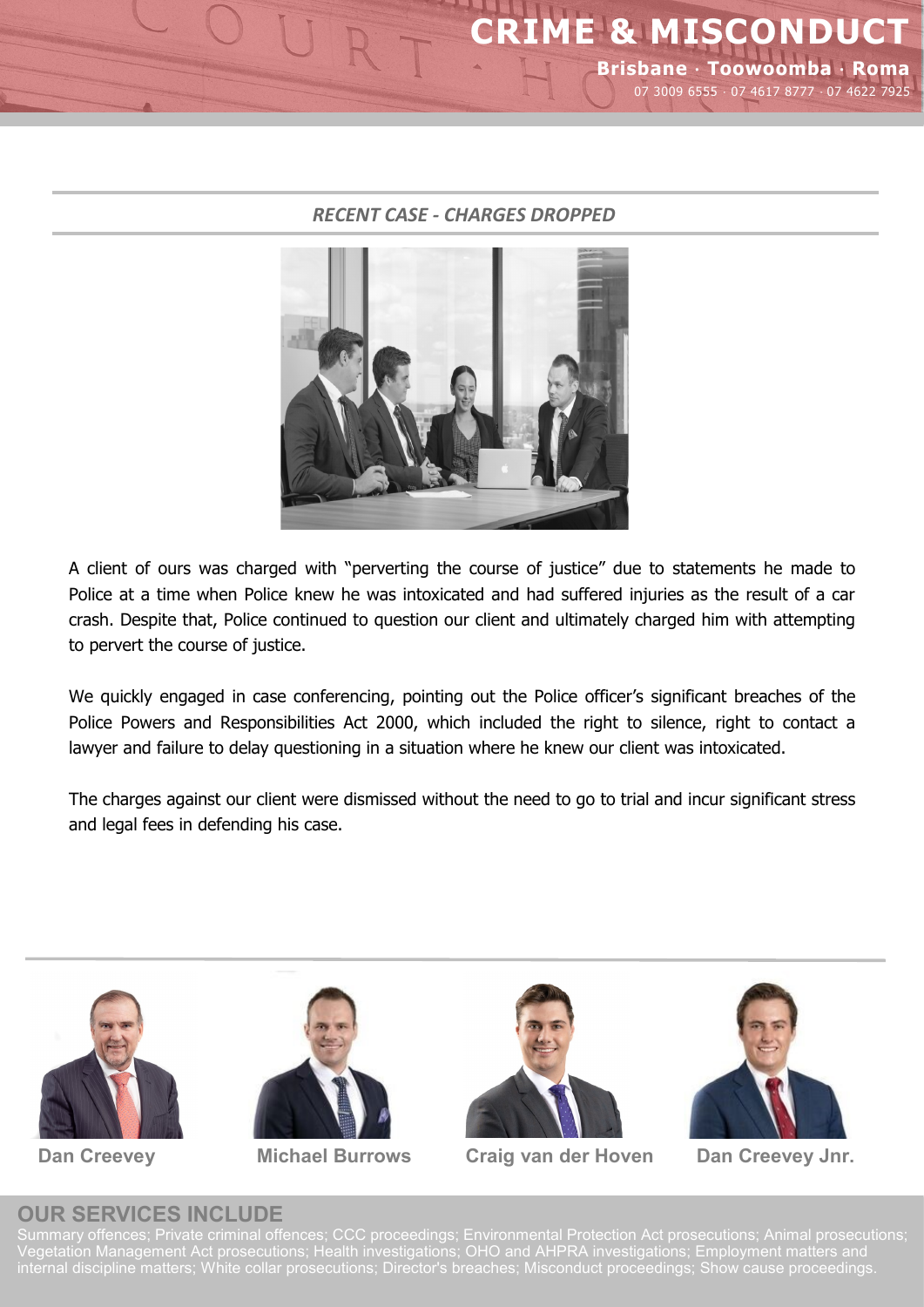## *RECENT CASE - CHARGES DROPPED*

A client of ours was charged with "perverting the course of justice" due to statements he made to Police at a time when Police knew he was intoxicated and had suffered injuries as the result of a car crash. Despite that, Police continued to question our client and ultimately charged him with attempting to pervert the course of justice.

We quickly engaged in case conferencing, pointing out the Police officer's significant breaches of the Police Powers and Responsibilities Act 2000, which included the right to silence, right to contact a lawyer and failure to delay questioning in a situation where he knew our client was intoxicated.

The charges against our client were dismissed without the need to go to trial and incur significant stress and legal fees in defending his case.

**Dan Creevey** **Michael Burrows** **Craig van der Hoven** **Dan Creevey Jnr.**

## OUR SERVICES INCLUDE

Summary offences; Private criminal offences; CCC proceedings; Environmental Protection Act prosecutions; Animal prosecutions; Vegetation Management Act prosecutions; Health investigations; OHO and AHPRA investigations; Employment matters and internal discipline matters; White collar prosecutions; Director's breaches; Misconduct proceedings; Show cause proceedings.